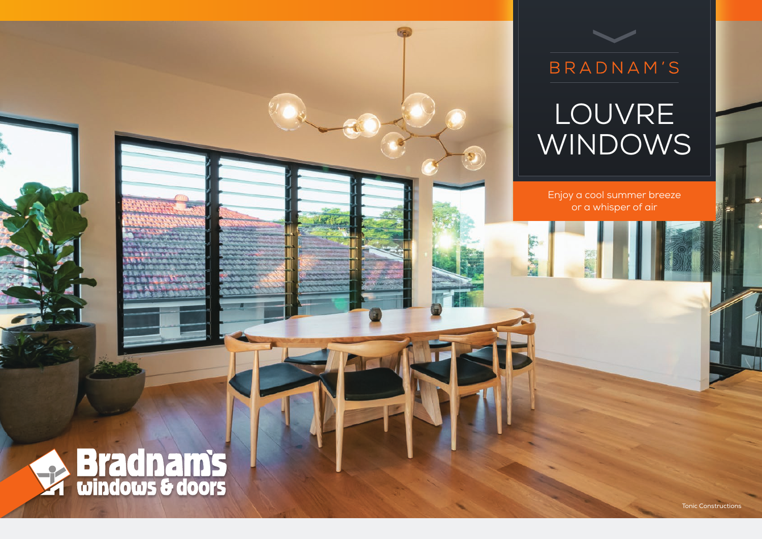BRADNAM'S

# LOUVRE WINDOWS

Enjoy a cool summer breeze or a whisper of air

Bradnam's windows & doors

Tonic Constructions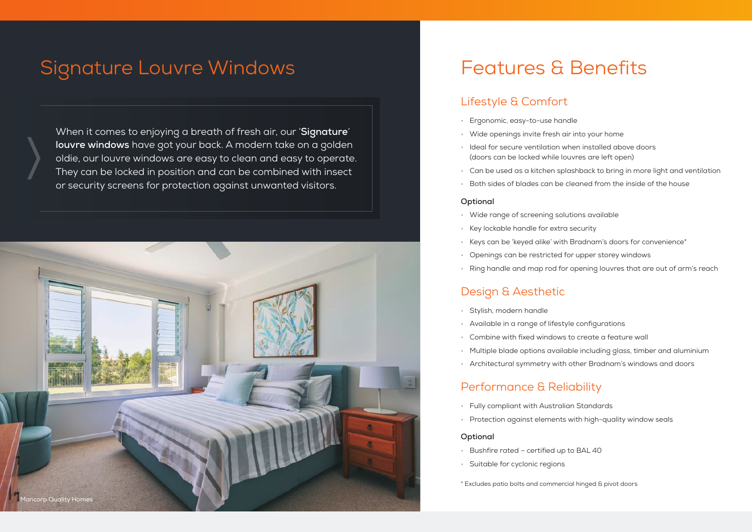# Signature Louvre Windows

When it comes to enjoying a breath of fresh air, our '**Signature**' **louvre windows** have got your back. A modern take on a golden oldie, our louvre windows are easy to clean and easy to operate. They can be locked in position and can be combined with insect or security screens for protection against unwanted visitors.

Mancorp Quality Homes

# Features & Benefits

## Lifestyle & Comfort

- Ergonomic, easy-to-use handle
- Wide openings invite fresh air into your home
- Ideal for secure ventilation when installed above doors (doors can be locked while louvres are left open)
- Can be used as a kitchen splashback to bring in more light and ventilation
- Both sides of blades can be cleaned from the inside of the house

**Optional**

- Wide range of screening solutions available
- Key lockable handle for extra security
- Keys can be 'keyed alike' with Bradnam's doors for convenience*
- Openings can be restricted for upper storey windows
- Ring handle and map rod for opening louvres that are out of arm's reach

## Design & Aesthetic

- Stylish, modern handle
- Available in a range of lifestyle configurations
- Combine with fixed windows to create a feature wall
- Multiple blade options available including glass, timber and aluminium
- Architectural symmetry with other Bradnam's windows and doors

## Performance & Reliability

- Fully compliant with Australian Standards
- Protection against elements with high-quality window seals

**Optional**

- Bushfire rated – certified up to BAL 40
- Suitable for cyclonic regions

* Excludes patio bolts and commercial hinged & pivot doors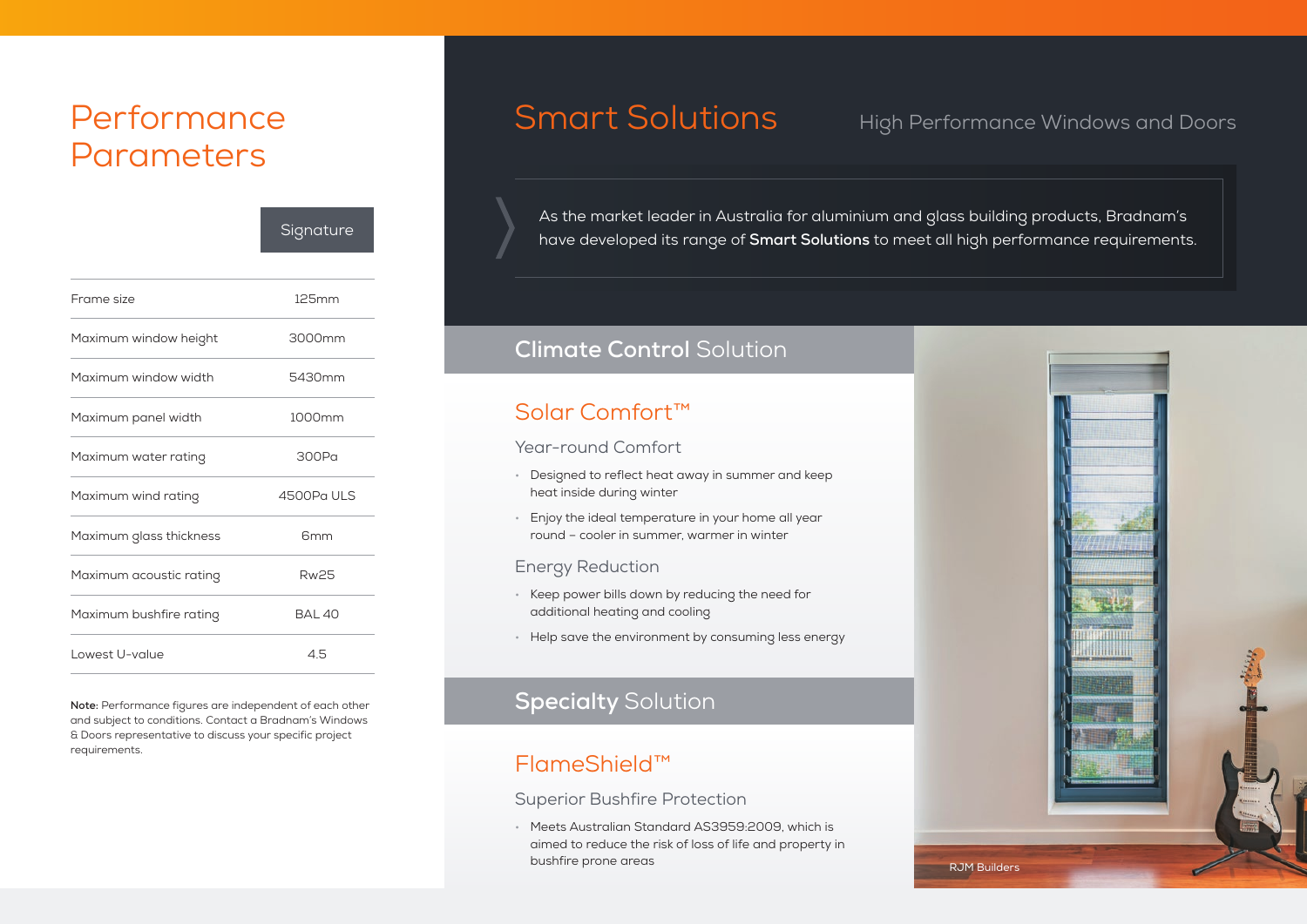# Performance Parameters

| | Signature |
|---|---|
| Frame size | 125mm |
| Maximum window height | 3000mm |
| Maximum window width | 5430mm |
| Maximum panel width | 1000mm |
| Maximum water rating | 300Pa |
| Maximum wind rating | 4500Pa ULS |
| Maximum glass thickness | 6mm |
| Maximum acoustic rating | Rw25 |
| Maximum bushfire rating | BAL 40 |
| Lowest U-value | 4.5 |

**Note:** Performance figures are independent of each other and subject to conditions. Contact a Bradnam's Windows & Doors representative to discuss your specific project requirements.

# Smart Solutions

High Performance Windows and Doors

As the market leader in Australia for aluminium and glass building products, Bradnam's have developed its range of **Smart Solutions** to meet all high performance requirements.

## **Climate Control** Solution

### Solar Comfort™

#### Year-round Comfort

- Designed to reflect heat away in summer and keep heat inside during winter
- Enjoy the ideal temperature in your home all year round – cooler in summer, warmer in winter

#### Energy Reduction

- Keep power bills down by reducing the need for additional heating and cooling
- Help save the environment by consuming less energy

## **Specialty** Solution

### FlameShield™

#### Superior Bushfire Protection

- Meets Australian Standard AS3959:2009, which is aimed to reduce the risk of loss of life and property in bushfire prone areas

RJM Builders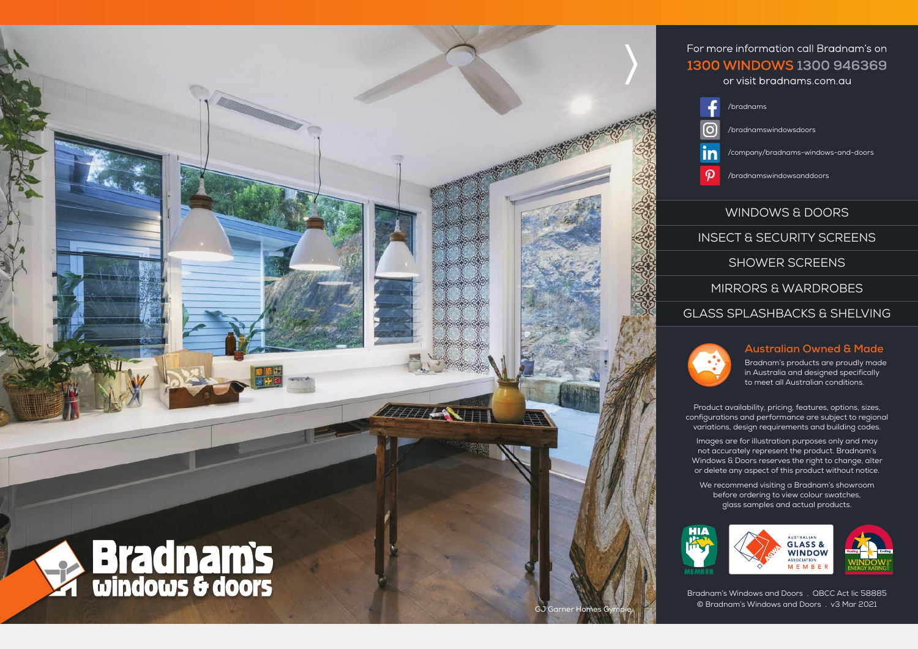For more information call Bradnam's on
**1300 WINDOWS 1300 946369**
or visit bradnams.com.au

/bradnams

/bradnamswindowsdoors

/company/bradnams-windows-and-doors

/bradnamswindowsanddoors

WINDOWS & DOORS

INSECT & SECURITY SCREENS

SHOWER SCREENS

MIRRORS & WARDROBES

GLASS SPLASHBACKS & SHELVING

## Australian Owned & Made

Bradnam's products are proudly made in Australia and designed specifically to meet all Australian conditions.

Product availability, pricing, features, options, sizes, configurations and performance are subject to regional variations, design requirements and building codes.

Images are for illustration purposes only and may not accurately represent the product. Bradnam's Windows & Doors reserves the right to change, alter or delete any aspect of this product without notice.

We recommend visiting a Bradnam's showroom before ordering to view colour swatches, glass samples and actual products.

Bradnam's Windows and Doors . QBCC Act lic 58885
© Bradnam's Windows and Doors . v3 Mar 2021

GJ Garner Homes Gympie

Bradnam's windows & doors